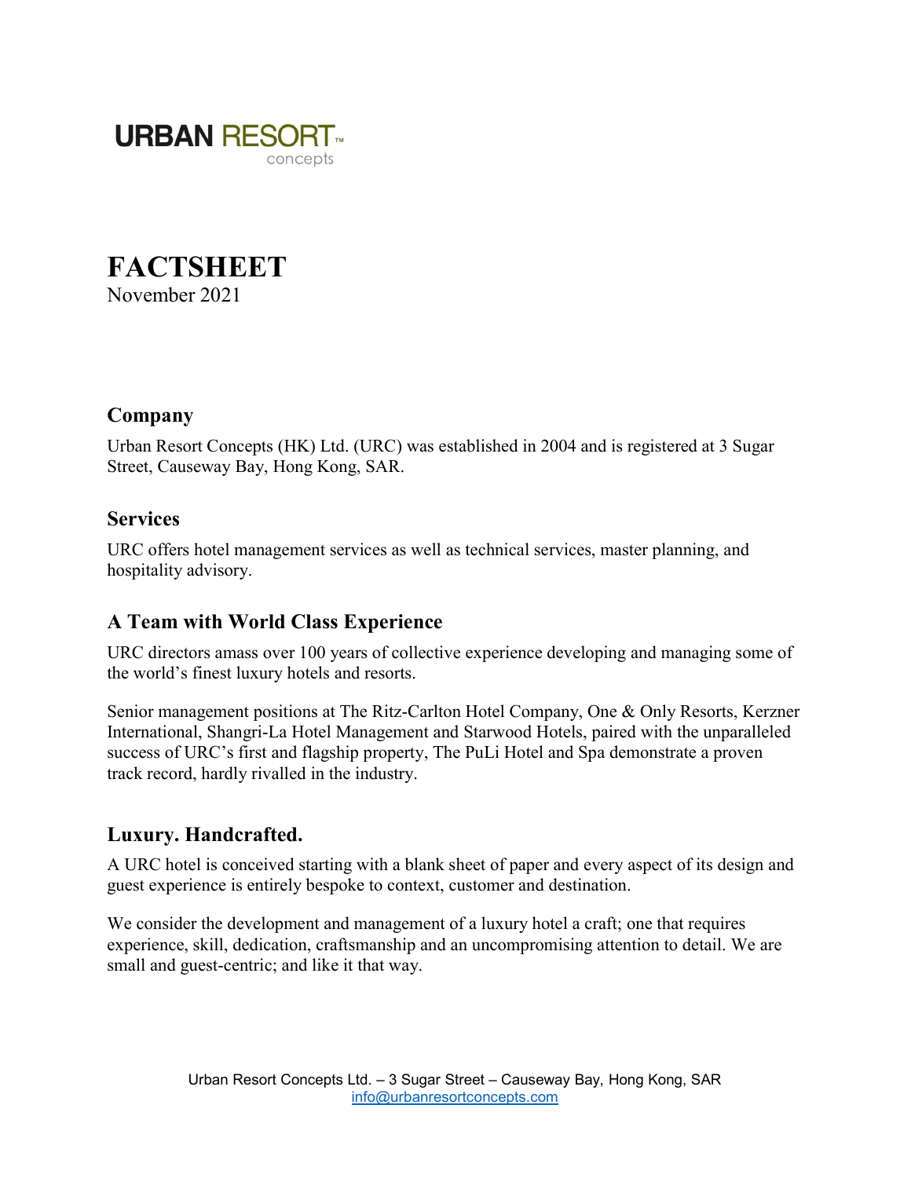URBAN RESORT™
concepts

# FACTSHEET

November 2021

## Company

Urban Resort Concepts (HK) Ltd. (URC) was established in 2004 and is registered at 3 Sugar Street, Causeway Bay, Hong Kong, SAR.

## Services

URC offers hotel management services as well as technical services, master planning, and hospitality advisory.

## A Team with World Class Experience

URC directors amass over 100 years of collective experience developing and managing some of the world's finest luxury hotels and resorts.

Senior management positions at The Ritz-Carlton Hotel Company, One & Only Resorts, Kerzner International, Shangri-La Hotel Management and Starwood Hotels, paired with the unparalleled success of URC's first and flagship property, The PuLi Hotel and Spa demonstrate a proven track record, hardly rivalled in the industry.

## Luxury. Handcrafted.

A URC hotel is conceived starting with a blank sheet of paper and every aspect of its design and guest experience is entirely bespoke to context, customer and destination.

We consider the development and management of a luxury hotel a craft; one that requires experience, skill, dedication, craftsmanship and an uncompromising attention to detail. We are small and guest-centric; and like it that way.

Urban Resort Concepts Ltd. – 3 Sugar Street – Causeway Bay, Hong Kong, SAR
info@urbanresortconcepts.com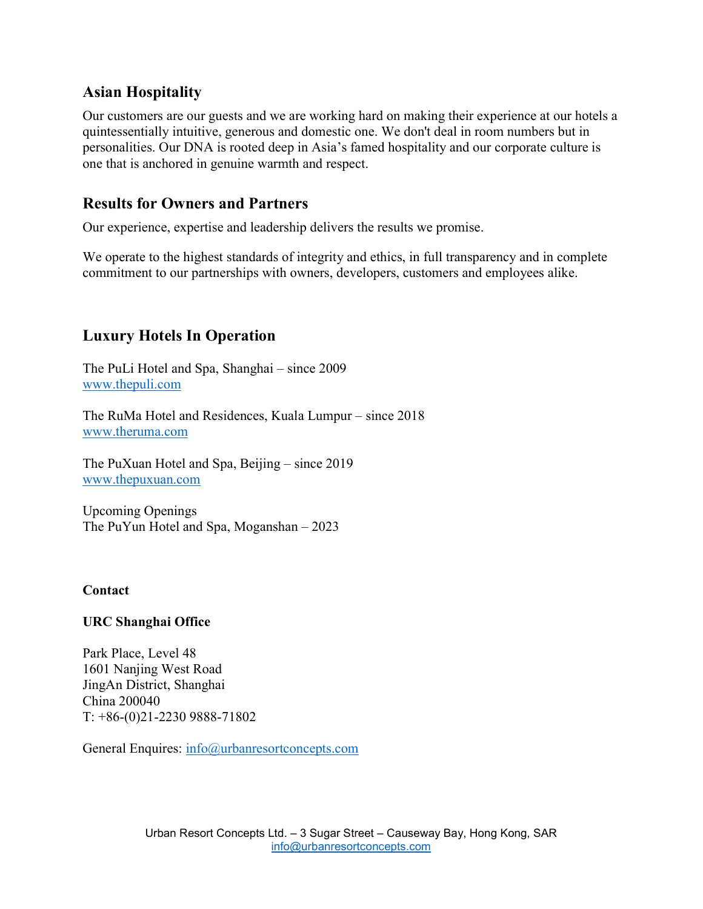## Asian Hospitality

Our customers are our guests and we are working hard on making their experience at our hotels a quintessentially intuitive, generous and domestic one. We don't deal in room numbers but in personalities. Our DNA is rooted deep in Asia's famed hospitality and our corporate culture is one that is anchored in genuine warmth and respect.

## Results for Owners and Partners

Our experience, expertise and leadership delivers the results we promise.

We operate to the highest standards of integrity and ethics, in full transparency and in complete commitment to our partnerships with owners, developers, customers and employees alike.

## Luxury Hotels In Operation

The PuLi Hotel and Spa, Shanghai – since 2009
[www.thepuli.com](http://www.thepuli.com)

The RuMa Hotel and Residences, Kuala Lumpur – since 2018
[www.theruma.com](http://www.theruma.com)

The PuXuan Hotel and Spa, Beijing – since 2019
[www.thepuxuan.com](http://www.thepuxuan.com)

Upcoming Openings
The PuYun Hotel and Spa, Moganshan – 2023

**Contact**

**URC Shanghai Office**

Park Place, Level 48
1601 Nanjing West Road
JingAn District, Shanghai
China 200040
T: +86-(0)21-2230 9888-71802

General Enquires: [info@urbanresortconcepts.com](mailto:info@urbanresortconcepts.com)

Urban Resort Concepts Ltd. – 3 Sugar Street – Causeway Bay, Hong Kong, SAR
[info@urbanresortconcepts.com](mailto:info@urbanresortconcepts.com)